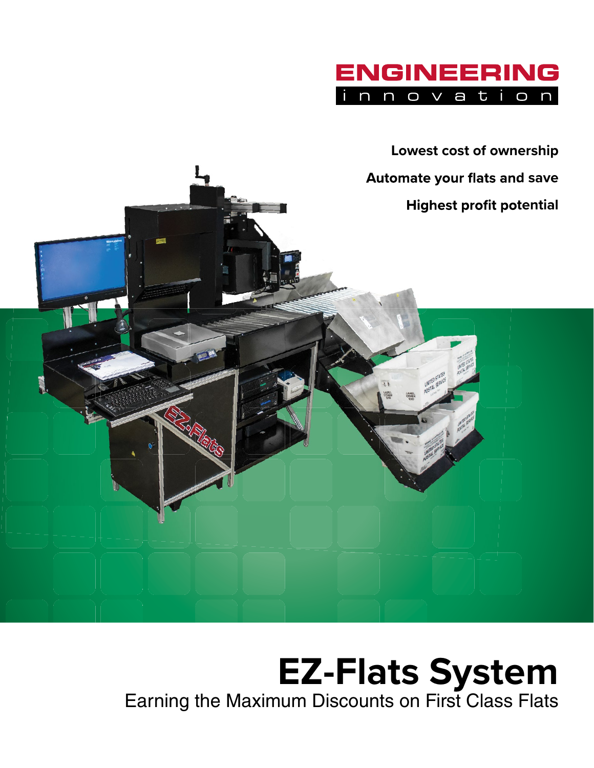ENGINEERING
innovation

**Lowest cost of ownership**

**Automate your flats and save**

**Highest profit potential**

# EZ-Flats System

Earning the Maximum Discounts on First Class Flats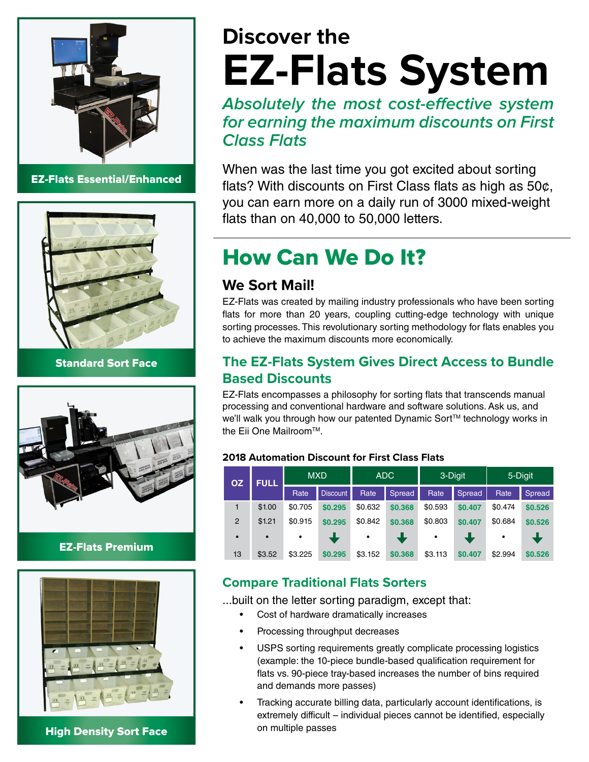EZ-Flats Essential/Enhanced

Standard Sort Face

EZ-Flats Premium

High Density Sort Face

# Discover the EZ-Flats System

## *Absolutely the most cost-effective system for earning the maximum discounts on First Class Flats*

When was the last time you got excited about sorting flats? With discounts on First Class flats as high as 50¢, you can earn more on a daily run of 3000 mixed-weight flats than on 40,000 to 50,000 letters.

# How Can We Do It?

### We Sort Mail!

EZ-Flats was created by mailing industry professionals who have been sorting flats for more than 20 years, coupling cutting-edge technology with unique sorting processes. This revolutionary sorting methodology for flats enables you to achieve the maximum discounts more economically.

## The EZ-Flats System Gives Direct Access to Bundle Based Discounts

EZ-Flats encompasses a philosophy for sorting flats that transcends manual processing and conventional hardware and software solutions. Ask us, and we'll walk you through how our patented Dynamic Sort™ technology works in the Eii One Mailroom™.

**2018 Automation Discount for First Class Flats**

| OZ | FULL | MXD | | ADC | | 3-Digit | | 5-Digit | |
|---|---|---|---|---|---|---|---|---|---|
| | | Rate | Discount | Rate | Spread | Rate | Spread | Rate | Spread |
| 1 | $1.00 | $0.705 | $0.295 | $0.632 | $0.368 | $0.593 | $0.407 | $0.474 | $0.526 |
| 2 | $1.21 | $0.915 | $0.295 | $0.842 | $0.368 | $0.803 | $0.407 | $0.684 | $0.526 |
| • | • | • | ↓ | • | ↓ | • | ↓ | • | ↓ |
| 13 | $3.52 | $3.225 | $0.295 | $3.152 | $0.368 | $3.113 | $0.407 | $2.994 | $0.526 |

## Compare Traditional Flats Sorters

...built on the letter sorting paradigm, except that:

- Cost of hardware dramatically increases
- Processing throughput decreases
- USPS sorting requirements greatly complicate processing logistics (example: the 10-piece bundle-based qualification requirement for flats vs. 90-piece tray-based increases the number of bins required and demands more passes)
- Tracking accurate billing data, particularly account identifications, is extremely difficult – individual pieces cannot be identified, especially on multiple passes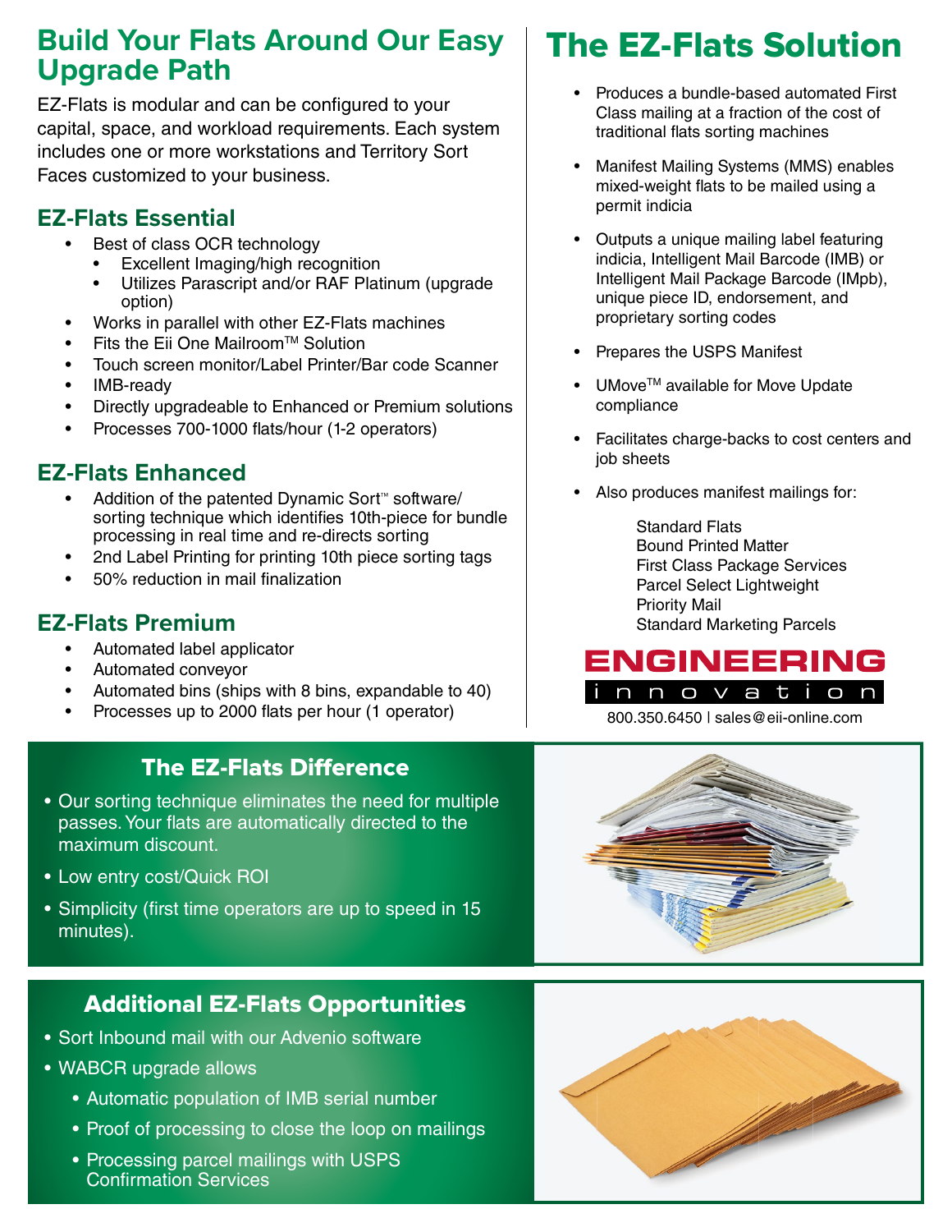## Build Your Flats Around Our Easy Upgrade Path

EZ-Flats is modular and can be configured to your capital, space, and workload requirements. Each system includes one or more workstations and Territory Sort Faces customized to your business.

### EZ-Flats Essential

- Best of class OCR technology
  - Excellent Imaging/high recognition
  - Utilizes Parascript and/or RAF Platinum (upgrade option)
- Works in parallel with other EZ-Flats machines
- Fits the Eii One Mailroom™ Solution
- Touch screen monitor/Label Printer/Bar code Scanner
- IMB-ready
- Directly upgradeable to Enhanced or Premium solutions
- Processes 700-1000 flats/hour (1-2 operators)

### EZ-Flats Enhanced

- Addition of the patented Dynamic Sort™ software/ sorting technique which identifies 10th-piece for bundle processing in real time and re-directs sorting
- 2nd Label Printing for printing 10th piece sorting tags
- 50% reduction in mail finalization

### EZ-Flats Premium

- Automated label applicator
- Automated conveyor
- Automated bins (ships with 8 bins, expandable to 40)
- Processes up to 2000 flats per hour (1 operator)

## The EZ-Flats Solution

- Produces a bundle-based automated First Class mailing at a fraction of the cost of traditional flats sorting machines
- Manifest Mailing Systems (MMS) enables mixed-weight flats to be mailed using a permit indicia
- Outputs a unique mailing label featuring indicia, Intelligent Mail Barcode (IMB) or Intelligent Mail Package Barcode (IMpb), unique piece ID, endorsement, and proprietary sorting codes
- Prepares the USPS Manifest
- UMove™ available for Move Update compliance
- Facilitates charge-backs to cost centers and job sheets
- Also produces manifest mailings for:

  Standard Flats
  Bound Printed Matter
  First Class Package Services
  Parcel Select Lightweight
  Priority Mail
  Standard Marketing Parcels

ENGINEERING innovation

800.350.6450 | sales@eii-online.com

### The EZ-Flats Difference

- Our sorting technique eliminates the need for multiple passes. Your flats are automatically directed to the maximum discount.
- Low entry cost/Quick ROI
- Simplicity (first time operators are up to speed in 15 minutes).

### Additional EZ-Flats Opportunities

- Sort Inbound mail with our Advenio software
- WABCR upgrade allows
  - Automatic population of IMB serial number
  - Proof of processing to close the loop on mailings
  - Processing parcel mailings with USPS Confirmation Services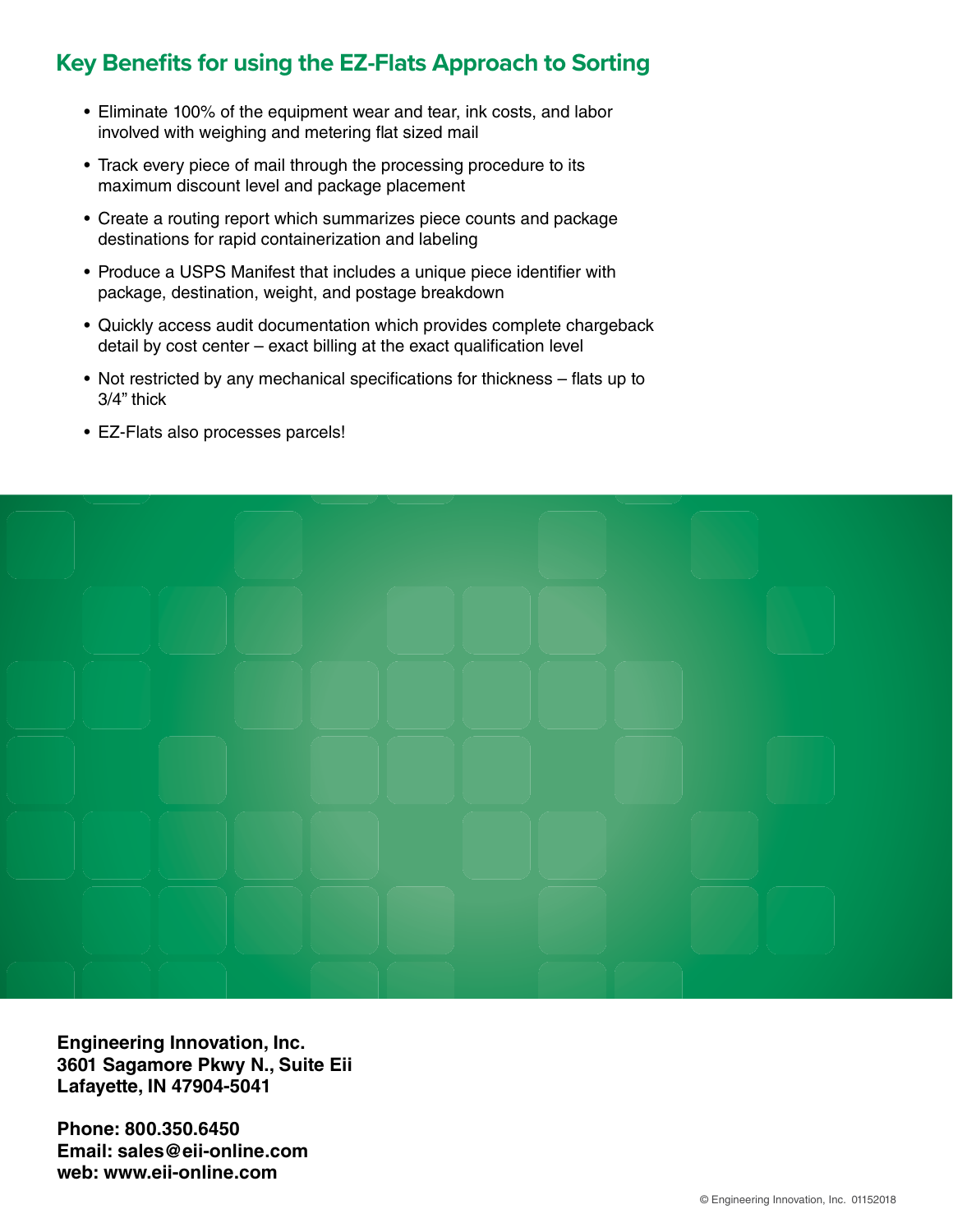## Key Benefits for using the EZ-Flats Approach to Sorting

- Eliminate 100% of the equipment wear and tear, ink costs, and labor involved with weighing and metering flat sized mail
- Track every piece of mail through the processing procedure to its maximum discount level and package placement
- Create a routing report which summarizes piece counts and package destinations for rapid containerization and labeling
- Produce a USPS Manifest that includes a unique piece identifier with package, destination, weight, and postage breakdown
- Quickly access audit documentation which provides complete chargeback detail by cost center – exact billing at the exact qualification level
- Not restricted by any mechanical specifications for thickness – flats up to 3/4" thick
- EZ-Flats also processes parcels!

**Engineering Innovation, Inc.**
**3601 Sagamore Pkwy N., Suite Eii**
**Lafayette, IN 47904-5041**

**Phone: 800.350.6450**
**Email: sales@eii-online.com**
**web: www.eii-online.com**

© Engineering Innovation, Inc. 01152018